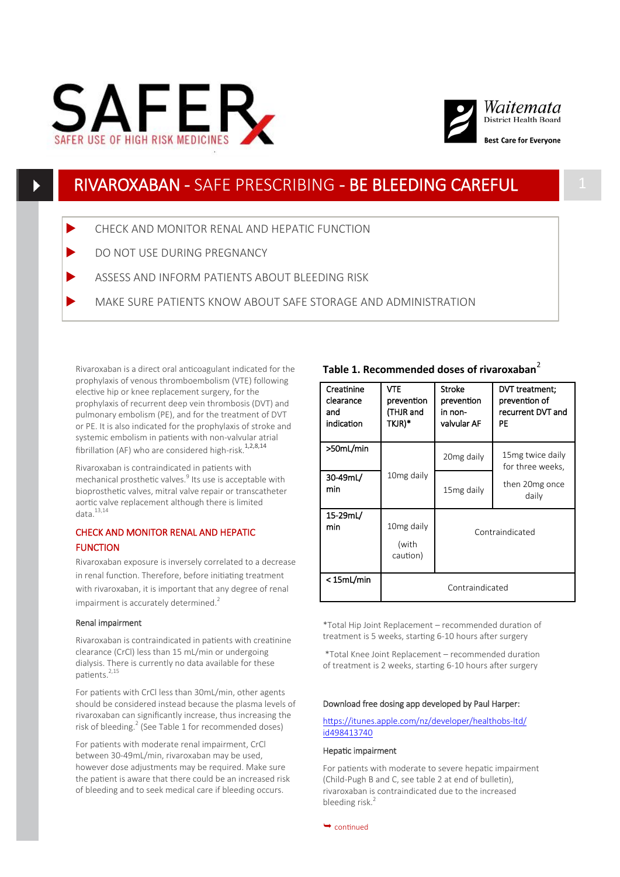# SAFER

SAFER USE OF HIGH RISK MEDICINES

Waitemata District Health Board

Best Care for Everyone

## RIVAROXABAN - SAFE PRESCRIBING - BE BLEEDING CAREFUL

- CHECK AND MONITOR RENAL AND HEPATIC FUNCTION
- DO NOT USE DURING PREGNANCY
- ASSESS AND INFORM PATIENTS ABOUT BLEEDING RISK
- MAKE SURE PATIENTS KNOW ABOUT SAFE STORAGE AND ADMINISTRATION

Rivaroxaban is a direct oral anticoagulant indicated for the prophylaxis of venous thromboembolism (VTE) following elective hip or knee replacement surgery, for the prophylaxis of recurrent deep vein thrombosis (DVT) and pulmonary embolism (PE), and for the treatment of DVT or PE. It is also indicated for the prophylaxis of stroke and systemic embolism in patients with non-valvular atrial fibrillation (AF) who are considered high-risk.[1,2,8,14]

Rivaroxaban is contraindicated in patients with mechanical prosthetic valves.[9] Its use is acceptable with bioprosthetic valves, mitral valve repair or transcatheter aortic valve replacement although there is limited data.[13,14]

### CHECK AND MONITOR RENAL AND HEPATIC FUNCTION

Rivaroxaban exposure is inversely correlated to a decrease in renal function. Therefore, before initiating treatment with rivaroxaban, it is important that any degree of renal impairment is accurately determined.[2]

#### Renal impairment

Rivaroxaban is contraindicated in patients with creatinine clearance (CrCl) less than 15 mL/min or undergoing dialysis. There is currently no data available for these patients.[2,15]

For patients with CrCl less than 30mL/min, other agents should be considered instead because the plasma levels of rivaroxaban can significantly increase, thus increasing the risk of bleeding.[2] (See Table 1 for recommended doses)

For patients with moderate renal impairment, CrCl between 30-49mL/min, rivaroxaban may be used, however dose adjustments may be required. Make sure the patient is aware that there could be an increased risk of bleeding and to seek medical care if bleeding occurs.

**Table 1. Recommended doses of rivaroxaban[2]**

| Creatinine clearance and indication | VTE prevention (THJR and TKJR)* | Stroke prevention in non-valvular AF | DVT treatment; prevention of recurrent DVT and PE |
|---|---|---|---|
| >50mL/min | 10mg daily | 20mg daily | 15mg twice daily for three weeks, then 20mg once daily |
| 30-49mL/min | 10mg daily | 15mg daily | 15mg twice daily for three weeks, then 20mg once daily |
| 15-29mL/min | 10mg daily (with caution) | Contraindicated | Contraindicated |
| < 15mL/min | Contraindicated | Contraindicated | Contraindicated |

*Total Hip Joint Replacement – recommended duration of treatment is 5 weeks, starting 6-10 hours after surgery

*Total Knee Joint Replacement – recommended duration of treatment is 2 weeks, starting 6-10 hours after surgery

Download free dosing app developed by Paul Harper:

https://itunes.apple.com/nz/developer/healthobs-ltd/id498413740

#### Hepatic impairment

For patients with moderate to severe hepatic impairment (Child-Pugh B and C, see table 2 at end of bulletin), rivaroxaban is contraindicated due to the increased bleeding risk.[2]

continued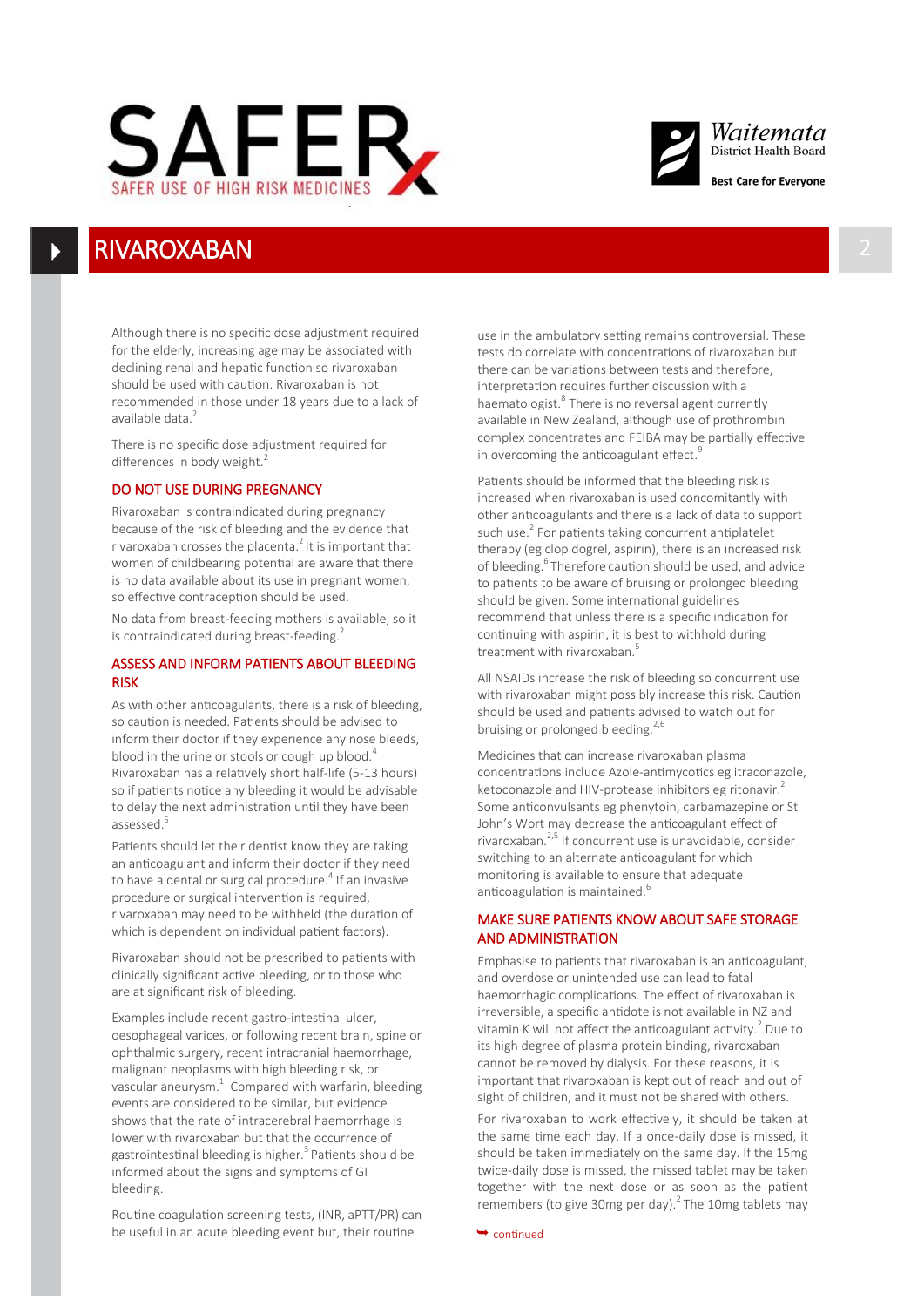## RIVAROXABAN

Although there is no specific dose adjustment required for the elderly, increasing age may be associated with declining renal and hepatic function so rivaroxaban should be used with caution. Rivaroxaban is not recommended in those under 18 years due to a lack of available data.[2]

There is no specific dose adjustment required for differences in body weight.[2]

### DO NOT USE DURING PREGNANCY

Rivaroxaban is contraindicated during pregnancy because of the risk of bleeding and the evidence that rivaroxaban crosses the placenta.[2] It is important that women of childbearing potential are aware that there is no data available about its use in pregnant women, so effective contraception should be used.

No data from breast-feeding mothers is available, so it is contraindicated during breast-feeding.[2]

### ASSESS AND INFORM PATIENTS ABOUT BLEEDING RISK

As with other anticoagulants, there is a risk of bleeding, so caution is needed. Patients should be advised to inform their doctor if they experience any nose bleeds, blood in the urine or stools or cough up blood.[4] Rivaroxaban has a relatively short half-life (5-13 hours) so if patients notice any bleeding it would be advisable to delay the next administration until they have been assessed.[5]

Patients should let their dentist know they are taking an anticoagulant and inform their doctor if they need to have a dental or surgical procedure.[4] If an invasive procedure or surgical intervention is required, rivaroxaban may need to be withheld (the duration of which is dependent on individual patient factors).

Rivaroxaban should not be prescribed to patients with clinically significant active bleeding, or to those who are at significant risk of bleeding.

Examples include recent gastro-intestinal ulcer, oesophageal varices, or following recent brain, spine or ophthalmic surgery, recent intracranial haemorrhage, malignant neoplasms with high bleeding risk, or vascular aneurysm.[1] Compared with warfarin, bleeding events are considered to be similar, but evidence shows that the rate of intracerebral haemorrhage is lower with rivaroxaban but that the occurrence of gastrointestinal bleeding is higher.[3] Patients should be informed about the signs and symptoms of GI bleeding.

Routine coagulation screening tests, (INR, aPTT/PR) can be useful in an acute bleeding event but, their routine use in the ambulatory setting remains controversial. These tests do correlate with concentrations of rivaroxaban but there can be variations between tests and therefore, interpretation requires further discussion with a haematologist.[8] There is no reversal agent currently available in New Zealand, although use of prothrombin complex concentrates and FEIBA may be partially effective in overcoming the anticoagulant effect.[9]

Patients should be informed that the bleeding risk is increased when rivaroxaban is used concomitantly with other anticoagulants and there is a lack of data to support such use.[2] For patients taking concurrent antiplatelet therapy (eg clopidogrel, aspirin), there is an increased risk of bleeding.[6] Therefore caution should be used, and advice to patients to be aware of bruising or prolonged bleeding should be given. Some international guidelines recommend that unless there is a specific indication for continuing with aspirin, it is best to withhold during treatment with rivaroxaban.[5]

All NSAIDs increase the risk of bleeding so concurrent use with rivaroxaban might possibly increase this risk. Caution should be used and patients advised to watch out for bruising or prolonged bleeding.[2,6]

Medicines that can increase rivaroxaban plasma concentrations include Azole-antimycotics eg itraconazole, ketoconazole and HIV-protease inhibitors eg ritonavir.[2] Some anticonvulsants eg phenytoin, carbamazepine or St John's Wort may decrease the anticoagulant effect of rivaroxaban.[2,5] If concurrent use is unavoidable, consider switching to an alternate anticoagulant for which monitoring is available to ensure that adequate anticoagulation is maintained.[6]

### MAKE SURE PATIENTS KNOW ABOUT SAFE STORAGE AND ADMINISTRATION

Emphasise to patients that rivaroxaban is an anticoagulant, and overdose or unintended use can lead to fatal haemorrhagic complications. The effect of rivaroxaban is irreversible, a specific antidote is not available in NZ and vitamin K will not affect the anticoagulant activity.[2] Due to its high degree of plasma protein binding, rivaroxaban cannot be removed by dialysis. For these reasons, it is important that rivaroxaban is kept out of reach and out of sight of children, and it must not be shared with others.

For rivaroxaban to work effectively, it should be taken at the same time each day. If a once-daily dose is missed, it should be taken immediately on the same day. If the 15mg twice-daily dose is missed, the missed tablet may be taken together with the next dose or as soon as the patient remembers (to give 30mg per day).[2] The 10mg tablets may

continued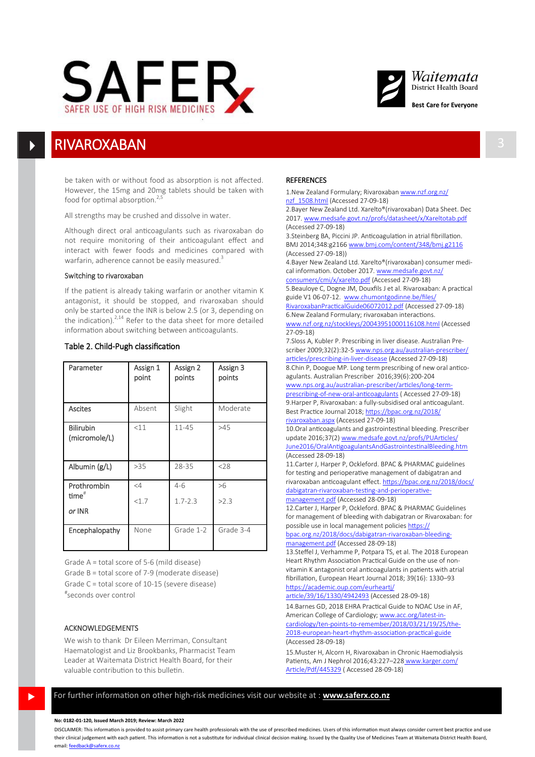# RIVAROXABAN

be taken with or without food as absorption is not affected. However, the 15mg and 20mg tablets should be taken with food for optimal absorption.[2,5]

All strengths may be crushed and dissolve in water.

Although direct oral anticoagulants such as rivaroxaban do not require monitoring of their anticoagulant effect and interact with fewer foods and medicines compared with warfarin, adherence cannot be easily measured.[3]

### Switching to rivaroxaban

If the patient is already taking warfarin or another vitamin K antagonist, it should be stopped, and rivaroxaban should only be started once the INR is below 2.5 (or 3, depending on the indication).[2,14] Refer to the data sheet for more detailed information about switching between anticoagulants.

### Table 2. Child-Pugh classification

| Parameter | Assign 1 point | Assign 2 points | Assign 3 points |
|---|---|---|---|
| Ascites | Absent | Slight | Moderate |
| Bilirubin (micromole/L) | <11 | 11-45 | >45 |
| Albumin (g/L) | >35 | 28-35 | <28 |
| Prothrombin time# *or* INR | <4 <1.7 | 4-6 1.7-2.3 | >6 >2.3 |
| Encephalopathy | None | Grade 1-2 | Grade 3-4 |

Grade A = total score of 5-6 (mild disease)
Grade B = total score of 7-9 (moderate disease)
Grade C = total score of 10-15 (severe disease)
#seconds over control

### ACKNOWLEDGEMENTS

We wish to thank Dr Eileen Merriman, Consultant Haematologist and Liz Brookbanks, Pharmacist Team Leader at Waitemata District Health Board, for their valuable contribution to this bulletin.

### REFERENCES

1. New Zealand Formulary; Rivaroxaban www.nzf.org.nz/nzf_1508.html (Accessed 27-09-18)
2. Bayer New Zealand Ltd. Xarelto®(rivaroxaban) Data Sheet. Dec 2017. www.medsafe.govt.nz/profs/datasheet/x/Xareltotab.pdf (Accessed 27-09-18)
3. Steinberg BA, Piccini JP. Anticoagulation in atrial fibrillation. BMJ 2014;348:g2166 www.bmj.com/content/348/bmj.g2116 (Accessed 27-09-18))
4. Bayer New Zealand Ltd. Xarelto®(rivaroxaban) consumer medical information. October 2017. www.medsafe.govt.nz/consumers/cmi/x/xarelto.pdf (Accessed 27-09-18)
5. Beauloye C, Dogne JM, Douxfils J et al. Rivaroxaban: A practical guide V1 06-07-12. www.chumontgodinne.be/files/RivaroxabanPracticalGuide06072012.pdf (Accessed 27-09-18)
6. New Zealand Formulary; rivaroxaban interactions. www.nzf.org.nz/stockleys/20043951000116108.html (Accessed 27-09-18)
7. Sloss A, Kubler P. Prescribing in liver disease. Australian Prescriber 2009;32(2):32-5 www.nps.org.au/australian-prescriber/articles/prescribing-in-liver-disease (Accessed 27-09-18)
8. Chin P, Doogue MP. Long term prescribing of new oral anticoagulants. Australian Prescriber 2016;39(6):200-204 www.nps.org.au/australian-prescriber/articles/long-term-prescribing-of-new-oral-anticoagulants ( Accessed 27-09-18)
9. Harper P, Rivaroxaban: a fully-subsidised oral anticoagulant. Best Practice Journal 2018; https://bpac.org.nz/2018/rivaroxaban.aspx (Accessed 27-09-18)
10. Oral anticoagulants and gastrointestinal bleeding. Prescriber update 2016;37(2) www.medsafe.govt.nz/profs/PUArticles/June2016/OralAntigoagulantsAndGastrointestinalBleeding.htm (Accessed 28-09-18)
11. Carter J, Harper P, Ockleford. BPAC & PHARMAC guidelines for testing and perioperative management of dabigatran and rivaroxaban anticoagulant effect. https://bpac.org.nz/2018/docs/dabigatran-rivaroxaban-testing-and-perioperative-management.pdf (Accessed 28-09-18)
12. Carter J, Harper P, Ockleford. BPAC & PHARMAC Guidelines for management of bleeding with dabigatran or Rivaroxaban: for possible use in local management policies https://bpac.org.nz/2018/docs/dabigatran-rivaroxaban-bleeding-management.pdf (Accessed 28-09-18)
13. Steffel J, Verhamme P, Potpara TS, et al. The 2018 European Heart Rhythm Association Practical Guide on the use of non-vitamin K antagonist oral anticoagulants in patients with atrial fibrillation, European Heart Journal 2018; 39(16): 1330–93 https://academic.oup.com/eurheartj/article/39/16/1330/4942493 (Accessed 28-09-18)
14. Barnes GD, 2018 EHRA Practical Guide to NOAC Use in AF, American College of Cardiology; www.acc.org/latest-in-cardiology/ten-points-to-remember/2018/03/21/19/25/the-2018-european-heart-rhythm-association-practical-guide (Accessed 28-09-18)
15. Muster H, Alcorn H, Rivaroxaban in Chronic Haemodialysis Patients, Am J Nephrol 2016;43:227–228 www.karger.com/Article/Pdf/445329 ( Accessed 28-09-18)

For further information on other high-risk medicines visit our website at : **www.saferx.co.nz**

**No: 0182-01-120, Issued March 2019; Review: March 2022**

DISCLAIMER: This information is provided to assist primary care health professionals with the use of prescribed medicines. Users of this information must always consider current best practice and use their clinical judgement with each patient. This information is not a substitute for individual clinical decision making. Issued by the Quality Use of Medicines Team at Waitemata District Health Board, email: feedback@saferx.co.nz